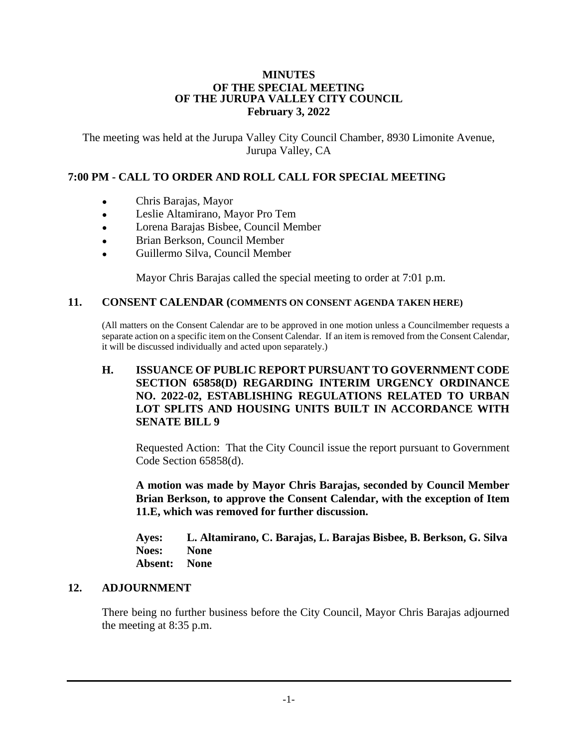# MINUTES
## OF THE SPECIAL MEETING
## OF THE JURUPA VALLEY CITY COUNCIL
## February 3, 2022

The meeting was held at the Jurupa Valley City Council Chamber, 8930 Limonite Avenue, Jurupa Valley, CA

## 7:00 PM - CALL TO ORDER AND ROLL CALL FOR SPECIAL MEETING

- Chris Barajas, Mayor
- Leslie Altamirano, Mayor Pro Tem
- Lorena Barajas Bisbee, Council Member
- Brian Berkson, Council Member
- Guillermo Silva, Council Member

Mayor Chris Barajas called the special meeting to order at 7:01 p.m.

## 11. CONSENT CALENDAR (COMMENTS ON CONSENT AGENDA TAKEN HERE)

(All matters on the Consent Calendar are to be approved in one motion unless a Councilmember requests a separate action on a specific item on the Consent Calendar. If an item is removed from the Consent Calendar, it will be discussed individually and acted upon separately.)

### H. ISSUANCE OF PUBLIC REPORT PURSUANT TO GOVERNMENT CODE SECTION 65858(D) REGARDING INTERIM URGENCY ORDINANCE NO. 2022-02, ESTABLISHING REGULATIONS RELATED TO URBAN LOT SPLITS AND HOUSING UNITS BUILT IN ACCORDANCE WITH SENATE BILL 9

Requested Action: That the City Council issue the report pursuant to Government Code Section 65858(d).

**A motion was made by Mayor Chris Barajas, seconded by Council Member Brian Berkson, to approve the Consent Calendar, with the exception of Item 11.E, which was removed for further discussion.**

**Ayes: L. Altamirano, C. Barajas, L. Barajas Bisbee, B. Berkson, G. Silva**
**Noes: None**
**Absent: None**

## 12. ADJOURNMENT

There being no further business before the City Council, Mayor Chris Barajas adjourned the meeting at 8:35 p.m.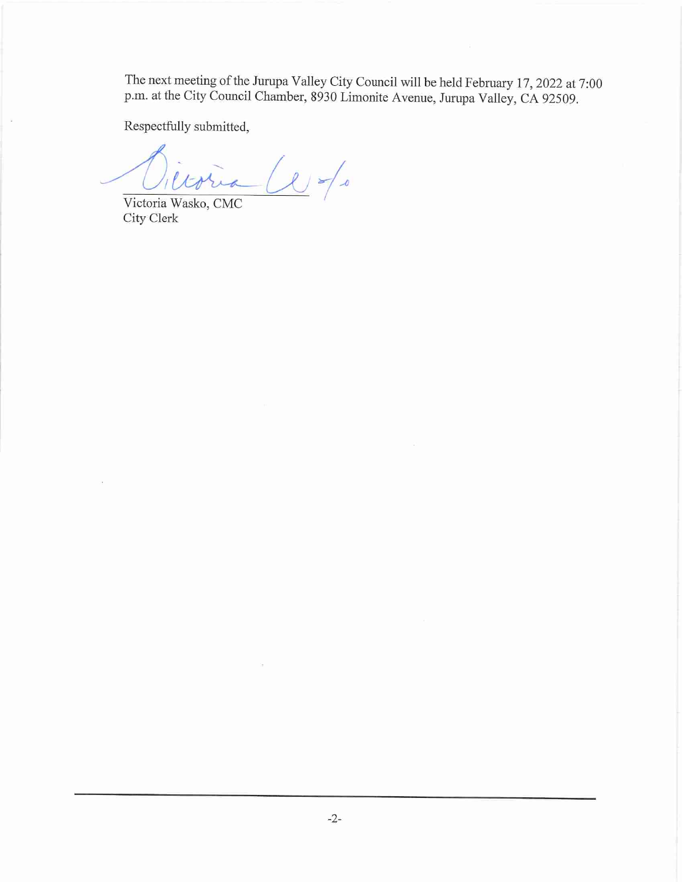The next meeting of the Jurupa Valley City Council will be held February 17, 2022 at 7:00 p.m. at the City Council Chamber, 8930 Limonite Avenue, Jurupa Valley, CA 92509.

Respectfully submitted,

Victoria Wasko, CMC
City Clerk